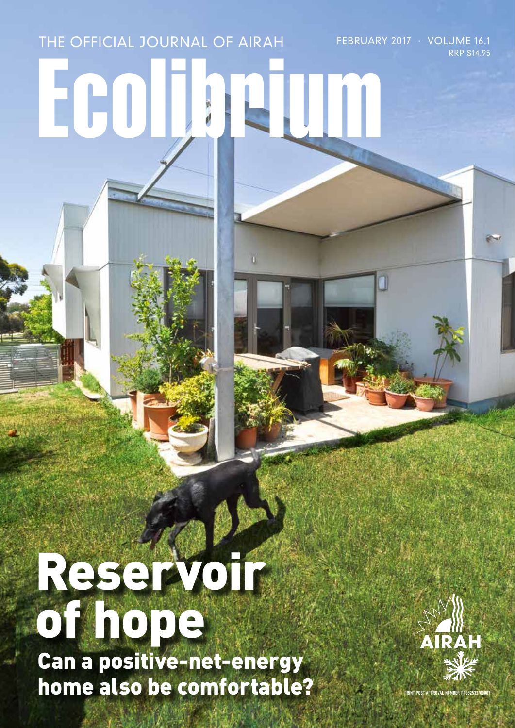THE OFFICIAL JOURNAL OF AIRAH

FEBRUARY 2017 · VOLUME 16.1

RRP $14.95

# Ecolibrium

# Reservoir of hope

## Can a positive-net-energy home also be comfortable?

AIRAH

PRINT POST APPROVAL NUMBER PP352532/00001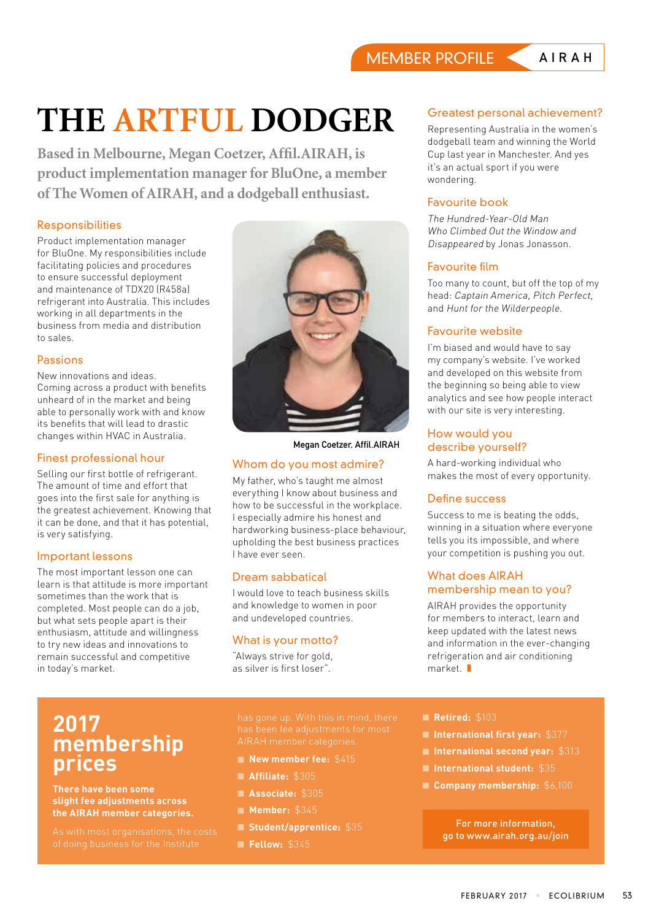# THE ARTFUL DODGER

**Based in Melbourne, Megan Coetzer, Affil.AIRAH, is product implementation manager for BluOne, a member of The Women of AIRAH, and a dodgeball enthusiast.**

### Responsibilities

Product implementation manager for BluOne. My responsibilities include facilitating policies and procedures to ensure successful deployment and maintenance of TDX20 (R458a) refrigerant into Australia. This includes working in all departments in the business from media and distribution to sales.

### Passions

New innovations and ideas. Coming across a product with benefits unheard of in the market and being able to personally work with and know its benefits that will lead to drastic changes within HVAC in Australia.

### Finest professional hour

Selling our first bottle of refrigerant. The amount of time and effort that goes into the first sale for anything is the greatest achievement. Knowing that it can be done, and that it has potential, is very satisfying.

### Important lessons

The most important lesson one can learn is that attitude is more important sometimes than the work that is completed. Most people can do a job, but what sets people apart is their enthusiasm, attitude and willingness to try new ideas and innovations to remain successful and competitive in today's market.

Megan Coetzer, Affil.AIRAH

### Whom do you most admire?

My father, who's taught me almost everything I know about business and how to be successful in the workplace. I especially admire his honest and hardworking business-place behaviour, upholding the best business practices I have ever seen.

### Dream sabbatical

I would love to teach business skills and knowledge to women in poor and undeveloped countries.

### What is your motto?

"Always strive for gold, as silver is first loser".

### Greatest personal achievement?

Representing Australia in the women's dodgeball team and winning the World Cup last year in Manchester. And yes it's an actual sport if you were wondering.

### Favourite book

*The Hundred-Year-Old Man Who Climbed Out the Window and Disappeared* by Jonas Jonasson.

### Favourite film

Too many to count, but off the top of my head: *Captain America*, *Pitch Perfect*, and *Hunt for the Wilderpeople*.

### Favourite website

I'm biased and would have to say my company's website. I've worked and developed on this website from the beginning so being able to view analytics and see how people interact with our site is very interesting.

### How would you describe yourself?

A hard-working individual who makes the most of every opportunity.

### Define success

Success to me is beating the odds, winning in a situation where everyone tells you its impossible, and where your competition is pushing you out.

### What does AIRAH membership mean to you?

AIRAH provides the opportunity for members to interact, learn and keep updated with the latest news and information in the ever-changing refrigeration and air conditioning market. ▮

## 2017 membership prices

**There have been some slight fee adjustments across the AIRAH member categories.**

As with most organisations, the costs of doing business for the Institute has gone up. With this in mind, there has been fee adjustments for most AIRAH member categories.

- **New member fee:** $415
- **Affiliate:** $305
- **Associate:** $305
- **Member:** $345
- **Student/apprentice:** $35
- **Fellow:** $345
- **Retired:** $103
- **International first year:** $377
- **International second year:** $313
- **International student:** $35
- **Company membership:** $6,100

For more information, go to www.airah.org.au/join